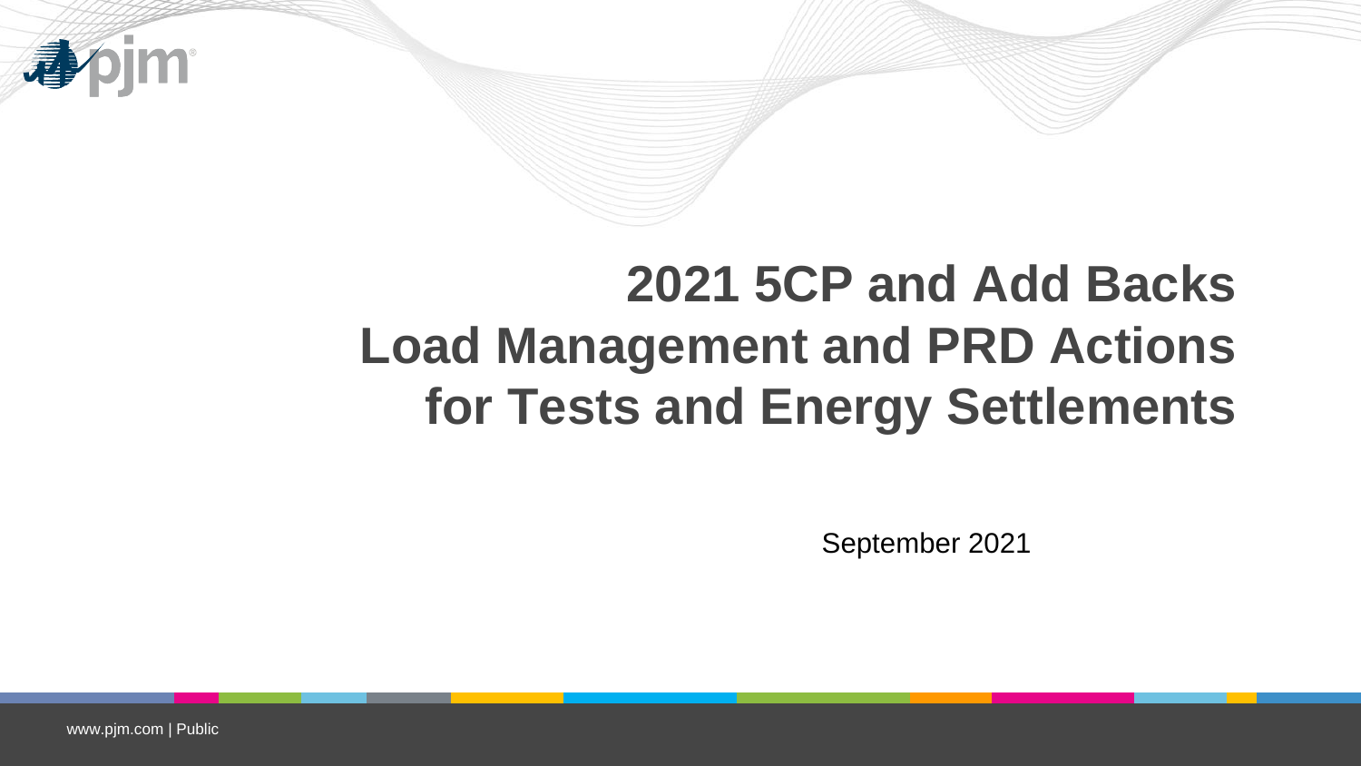# 2021 5CP and Add Backs Load Management and PRD Actions for Tests and Energy Settlements

September 2021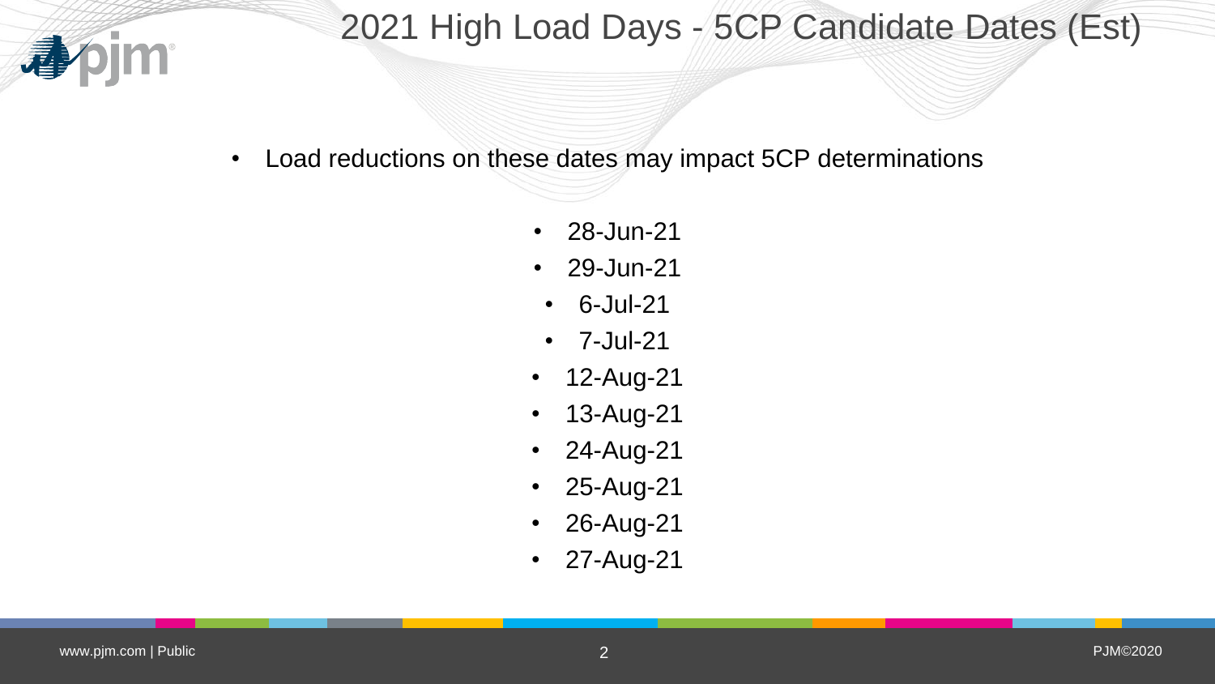# 2021 High Load Days - 5CP Candidate Dates (Est)

- Load reductions on these dates may impact 5CP determinations

- 28-Jun-21
- 29-Jun-21
- 6-Jul-21
- 7-Jul-21
- 12-Aug-21
- 13-Aug-21
- 24-Aug-21
- 25-Aug-21
- 26-Aug-21
- 27-Aug-21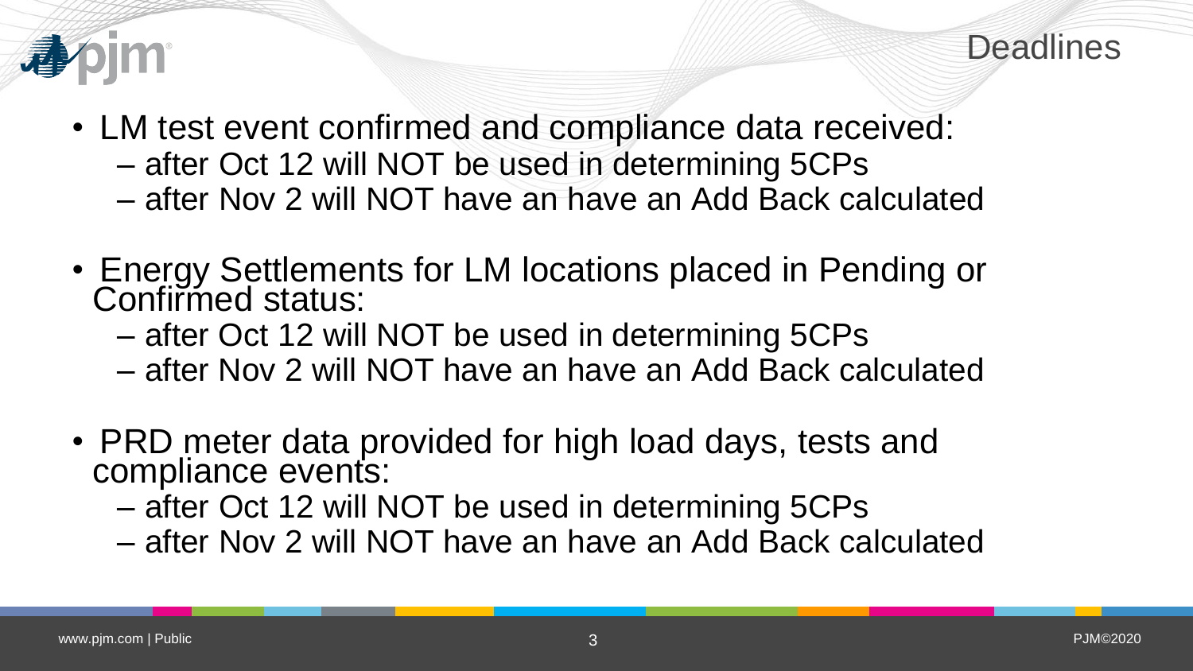# Deadlines

- LM test event confirmed and compliance data received:
  - after Oct 12 will NOT be used in determining 5CPs
  - after Nov 2 will NOT have an have an Add Back calculated
- Energy Settlements for LM locations placed in Pending or Confirmed status:
  - after Oct 12 will NOT be used in determining 5CPs
  - after Nov 2 will NOT have an have an Add Back calculated
- PRD meter data provided for high load days, tests and compliance events:
  - after Oct 12 will NOT be used in determining 5CPs
  - after Nov 2 will NOT have an have an Add Back calculated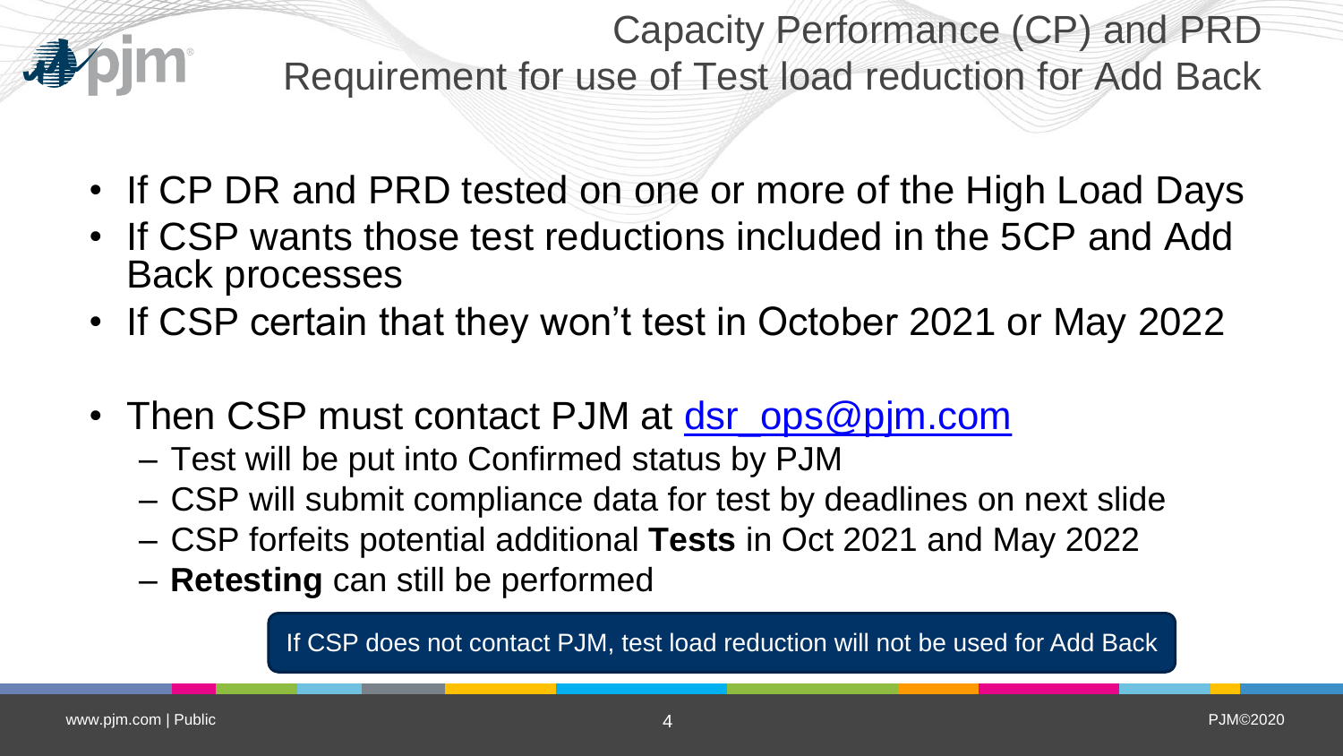# Capacity Performance (CP) and PRD
## Requirement for use of Test load reduction for Add Back

- If CP DR and PRD tested on one or more of the High Load Days
- If CSP wants those test reductions included in the 5CP and Add Back processes
- If CSP certain that they won't test in October 2021 or May 2022

- Then CSP must contact PJM at dsr_ops@pjm.com
  - Test will be put into Confirmed status by PJM
  - CSP will submit compliance data for test by deadlines on next slide
  - CSP forfeits potential additional **Tests** in Oct 2021 and May 2022
  - **Retesting** can still be performed

If CSP does not contact PJM, test load reduction will not be used for Add Back